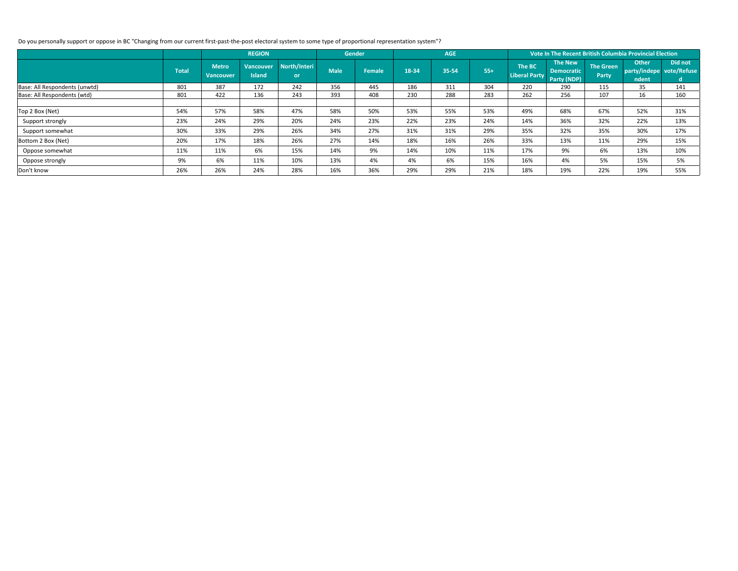Do you personally support or oppose in BC "Changing from our current first-past-the-post electoral system to some type of proportional representation system"?

| | | REGION | | | Gender | | AGE | | | Vote In The Recent British Columbia Provincial Election | | | | |
|---|---|---|---|---|---|---|---|---|---|---|---|---|---|---|
| | Total | Metro Vancouver | Vancouver Island | North/Interior | Male | Female | 18-34 | 35-54 | 55+ | The BC Liberal Party | The New Democratic Party (NDP) | The Green Party | Other party/independent | Did not vote/Refused |
| Base: All Respondents (unwtd) | 801 | 387 | 172 | 242 | 356 | 445 | 186 | 311 | 304 | 220 | 290 | 115 | 35 | 141 |
| Base: All Respondents (wtd) | 801 | 422 | 136 | 243 | 393 | 408 | 230 | 288 | 283 | 262 | 256 | 107 | 16 | 160 |
| | | | | | | | | | | | | | | |
| Top 2 Box (Net) | 54% | 57% | 58% | 47% | 58% | 50% | 53% | 55% | 53% | 49% | 68% | 67% | 52% | 31% |
| Support strongly | 23% | 24% | 29% | 20% | 24% | 23% | 22% | 23% | 24% | 14% | 36% | 32% | 22% | 13% |
| Support somewhat | 30% | 33% | 29% | 26% | 34% | 27% | 31% | 31% | 29% | 35% | 32% | 35% | 30% | 17% |
| Bottom 2 Box (Net) | 20% | 17% | 18% | 26% | 27% | 14% | 18% | 16% | 26% | 33% | 13% | 11% | 29% | 15% |
| Oppose somewhat | 11% | 11% | 6% | 15% | 14% | 9% | 14% | 10% | 11% | 17% | 9% | 6% | 13% | 10% |
| Oppose strongly | 9% | 6% | 11% | 10% | 13% | 4% | 4% | 6% | 15% | 16% | 4% | 5% | 15% | 5% |
| Don't know | 26% | 26% | 24% | 28% | 16% | 36% | 29% | 29% | 21% | 18% | 19% | 22% | 19% | 55% |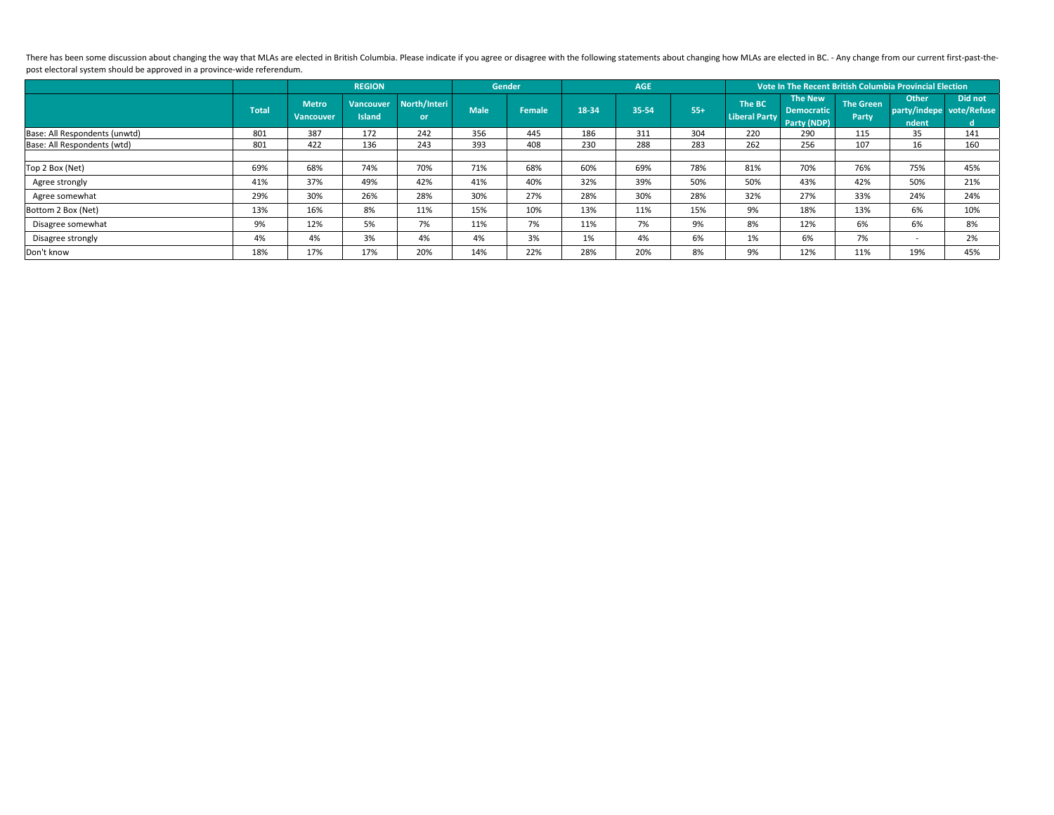There has been some discussion about changing the way that MLAs are elected in British Columbia. Please indicate if you agree or disagree with the following statements about changing how MLAs are elected in BC. - Any change from our current first-past-the-post electoral system should be approved in a province-wide referendum.

| | | REGION | | | Gender | | AGE | | | Vote In The Recent British Columbia Provincial Election | | | | |
|---|---|---|---|---|---|---|---|---|---|---|---|---|---|---|
| | Total | Metro Vancouver | Vancouver Island | North/Interior | Male | Female | 18-34 | 35-54 | 55+ | The BC Liberal Party | The New Democratic Party (NDP) | The Green Party | Other party/independent | Did not vote/Refused |
| Base: All Respondents (unwtd) | 801 | 387 | 172 | 242 | 356 | 445 | 186 | 311 | 304 | 220 | 290 | 115 | 35 | 141 |
| Base: All Respondents (wtd) | 801 | 422 | 136 | 243 | 393 | 408 | 230 | 288 | 283 | 262 | 256 | 107 | 16 | 160 |
| | | | | | | | | | | | | | | |
| Top 2 Box (Net) | 69% | 68% | 74% | 70% | 71% | 68% | 60% | 69% | 78% | 81% | 70% | 76% | 75% | 45% |
| Agree strongly | 41% | 37% | 49% | 42% | 41% | 40% | 32% | 39% | 50% | 50% | 43% | 42% | 50% | 21% |
| Agree somewhat | 29% | 30% | 26% | 28% | 30% | 27% | 28% | 30% | 28% | 32% | 27% | 33% | 24% | 24% |
| Bottom 2 Box (Net) | 13% | 16% | 8% | 11% | 15% | 10% | 13% | 11% | 15% | 9% | 18% | 13% | 6% | 10% |
| Disagree somewhat | 9% | 12% | 5% | 7% | 11% | 7% | 11% | 7% | 9% | 8% | 12% | 6% | 6% | 8% |
| Disagree strongly | 4% | 4% | 3% | 4% | 4% | 3% | 1% | 4% | 6% | 1% | 6% | 7% | - | 2% |
| Don't know | 18% | 17% | 17% | 20% | 14% | 22% | 28% | 20% | 8% | 9% | 12% | 11% | 19% | 45% |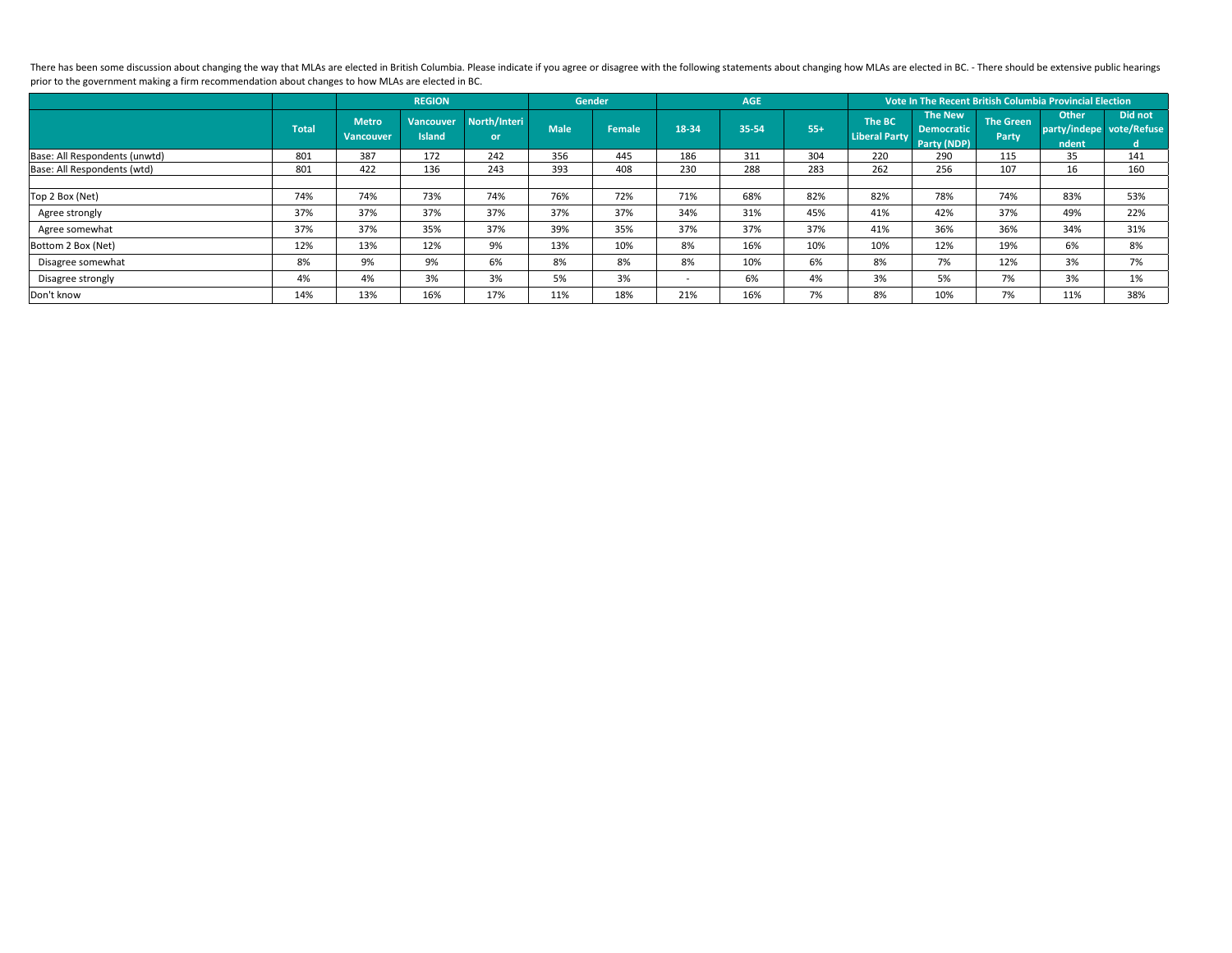There has been some discussion about changing the way that MLAs are elected in British Columbia. Please indicate if you agree or disagree with the following statements about changing how MLAs are elected in BC. - There should be extensive public hearings prior to the government making a firm recommendation about changes to how MLAs are elected in BC.

| | | REGION | | | Gender | | AGE | | | Vote In The Recent British Columbia Provincial Election | | | | |
|---|---|---|---|---|---|---|---|---|---|---|---|---|---|---|
| | Total | Metro Vancouver | Vancouver Island | North/Interior | Male | Female | 18-34 | 35-54 | 55+ | The BC Liberal Party | The New Democratic Party (NDP) | The Green Party | Other party/independent | Did not vote/Refused |
| Base: All Respondents (unwtd) | 801 | 387 | 172 | 242 | 356 | 445 | 186 | 311 | 304 | 220 | 290 | 115 | 35 | 141 |
| Base: All Respondents (wtd) | 801 | 422 | 136 | 243 | 393 | 408 | 230 | 288 | 283 | 262 | 256 | 107 | 16 | 160 |
| | | | | | | | | | | | | | | |
| Top 2 Box (Net) | 74% | 74% | 73% | 74% | 76% | 72% | 71% | 68% | 82% | 82% | 78% | 74% | 83% | 53% |
| Agree strongly | 37% | 37% | 37% | 37% | 37% | 37% | 34% | 31% | 45% | 41% | 42% | 37% | 49% | 22% |
| Agree somewhat | 37% | 37% | 35% | 37% | 39% | 35% | 37% | 37% | 37% | 41% | 36% | 36% | 34% | 31% |
| Bottom 2 Box (Net) | 12% | 13% | 12% | 9% | 13% | 10% | 8% | 16% | 10% | 10% | 12% | 19% | 6% | 8% |
| Disagree somewhat | 8% | 9% | 9% | 6% | 8% | 8% | 8% | 10% | 6% | 8% | 7% | 12% | 3% | 7% |
| Disagree strongly | 4% | 4% | 3% | 3% | 5% | 3% | - | 6% | 4% | 3% | 5% | 7% | 3% | 1% |
| Don't know | 14% | 13% | 16% | 17% | 11% | 18% | 21% | 16% | 7% | 8% | 10% | 7% | 11% | 38% |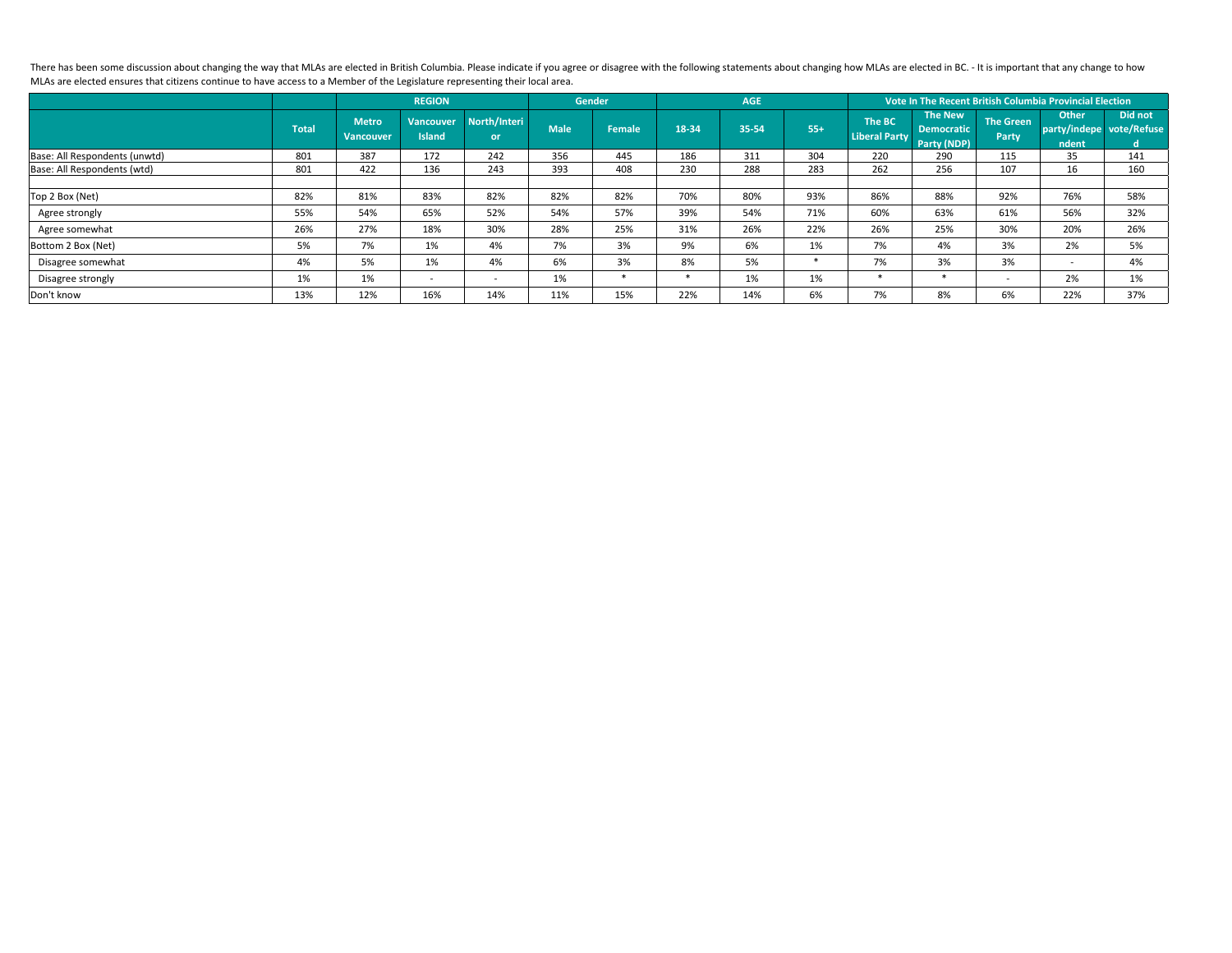There has been some discussion about changing the way that MLAs are elected in British Columbia. Please indicate if you agree or disagree with the following statements about changing how MLAs are elected in BC. - It is important that any change to how MLAs are elected ensures that citizens continue to have access to a Member of the Legislature representing their local area.

| | | REGION | | | Gender | | AGE | | | Vote In The Recent British Columbia Provincial Election | | | | |
|---|---|---|---|---|---|---|---|---|---|---|---|---|---|---|
| | Total | Metro Vancouver | Vancouver Island | North/Interior | Male | Female | 18-34 | 35-54 | 55+ | The BC Liberal Party | The New Democratic Party (NDP) | The Green Party | Other party/independent | Did not vote/Refused |
| Base: All Respondents (unwtd) | 801 | 387 | 172 | 242 | 356 | 445 | 186 | 311 | 304 | 220 | 290 | 115 | 35 | 141 |
| Base: All Respondents (wtd) | 801 | 422 | 136 | 243 | 393 | 408 | 230 | 288 | 283 | 262 | 256 | 107 | 16 | 160 |
| | | | | | | | | | | | | | | |
| Top 2 Box (Net) | 82% | 81% | 83% | 82% | 82% | 82% | 70% | 80% | 93% | 86% | 88% | 92% | 76% | 58% |
| Agree strongly | 55% | 54% | 65% | 52% | 54% | 57% | 39% | 54% | 71% | 60% | 63% | 61% | 56% | 32% |
| Agree somewhat | 26% | 27% | 18% | 30% | 28% | 25% | 31% | 26% | 22% | 26% | 25% | 30% | 20% | 26% |
| Bottom 2 Box (Net) | 5% | 7% | 1% | 4% | 7% | 3% | 9% | 6% | 1% | 7% | 4% | 3% | 2% | 5% |
| Disagree somewhat | 4% | 5% | 1% | 4% | 6% | 3% | 8% | 5% | * | 7% | 3% | 3% | - | 4% |
| Disagree strongly | 1% | 1% | - | - | 1% | * | * | 1% | 1% | * | * | - | 2% | 1% |
| Don't know | 13% | 12% | 16% | 14% | 11% | 15% | 22% | 14% | 6% | 7% | 8% | 6% | 22% | 37% |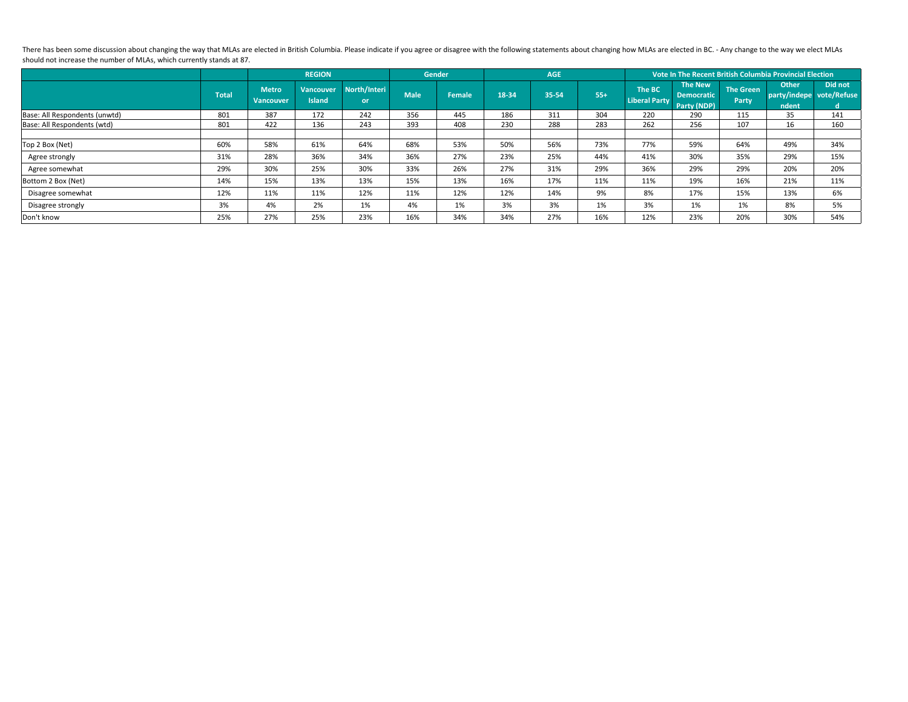There has been some discussion about changing the way that MLAs are elected in British Columbia. Please indicate if you agree or disagree with the following statements about changing how MLAs are elected in BC. - Any change to the way we elect MLAs should not increase the number of MLAs, which currently stands at 87.

| | | REGION | | | Gender | | AGE | | | Vote In The Recent British Columbia Provincial Election | | | | |
|---|---|---|---|---|---|---|---|---|---|---|---|---|---|---|
| | Total | Metro Vancouver | Vancouver Island | North/Interior | Male | Female | 18-34 | 35-54 | 55+ | The BC Liberal Party | The New Democratic Party (NDP) | The Green Party | Other party/independent | Did not vote/Refused |
| Base: All Respondents (unwtd) | 801 | 387 | 172 | 242 | 356 | 445 | 186 | 311 | 304 | 220 | 290 | 115 | 35 | 141 |
| Base: All Respondents (wtd) | 801 | 422 | 136 | 243 | 393 | 408 | 230 | 288 | 283 | 262 | 256 | 107 | 16 | 160 |
| | | | | | | | | | | | | | | |
| Top 2 Box (Net) | 60% | 58% | 61% | 64% | 68% | 53% | 50% | 56% | 73% | 77% | 59% | 64% | 49% | 34% |
| Agree strongly | 31% | 28% | 36% | 34% | 36% | 27% | 23% | 25% | 44% | 41% | 30% | 35% | 29% | 15% |
| Agree somewhat | 29% | 30% | 25% | 30% | 33% | 26% | 27% | 31% | 29% | 36% | 29% | 29% | 20% | 20% |
| Bottom 2 Box (Net) | 14% | 15% | 13% | 13% | 15% | 13% | 16% | 17% | 11% | 11% | 19% | 16% | 21% | 11% |
| Disagree somewhat | 12% | 11% | 11% | 12% | 11% | 12% | 12% | 14% | 9% | 8% | 17% | 15% | 13% | 6% |
| Disagree strongly | 3% | 4% | 2% | 1% | 4% | 1% | 3% | 3% | 1% | 3% | 1% | 1% | 8% | 5% |
| Don't know | 25% | 27% | 25% | 23% | 16% | 34% | 34% | 27% | 16% | 12% | 23% | 20% | 30% | 54% |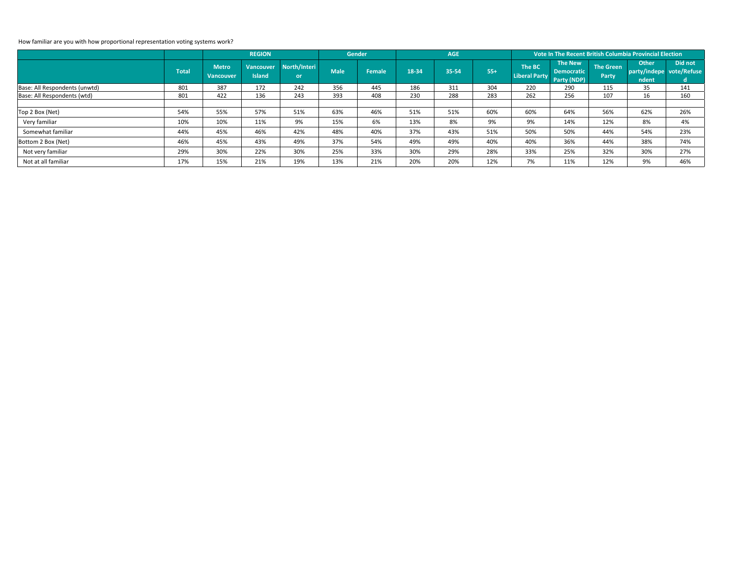How familiar are you with how proportional representation voting systems work?

| | | REGION | | | Gender | | AGE | | | Vote In The Recent British Columbia Provincial Election | | | | |
|---|---|---|---|---|---|---|---|---|---|---|---|---|---|---|
| | Total | Metro Vancouver | Vancouver Island | North/Interior | Male | Female | 18-34 | 35-54 | 55+ | The BC Liberal Party | The New Democratic Party (NDP) | The Green Party | Other party/independent | Did not vote/Refused |
| Base: All Respondents (unwtd) | 801 | 387 | 172 | 242 | 356 | 445 | 186 | 311 | 304 | 220 | 290 | 115 | 35 | 141 |
| Base: All Respondents (wtd) | 801 | 422 | 136 | 243 | 393 | 408 | 230 | 288 | 283 | 262 | 256 | 107 | 16 | 160 |
| | | | | | | | | | | | | | | |
| Top 2 Box (Net) | 54% | 55% | 57% | 51% | 63% | 46% | 51% | 51% | 60% | 60% | 64% | 56% | 62% | 26% |
| Very familiar | 10% | 10% | 11% | 9% | 15% | 6% | 13% | 8% | 9% | 9% | 14% | 12% | 8% | 4% |
| Somewhat familiar | 44% | 45% | 46% | 42% | 48% | 40% | 37% | 43% | 51% | 50% | 50% | 44% | 54% | 23% |
| Bottom 2 Box (Net) | 46% | 45% | 43% | 49% | 37% | 54% | 49% | 49% | 40% | 40% | 36% | 44% | 38% | 74% |
| Not very familiar | 29% | 30% | 22% | 30% | 25% | 33% | 30% | 29% | 28% | 33% | 25% | 32% | 30% | 27% |
| Not at all familiar | 17% | 15% | 21% | 19% | 13% | 21% | 20% | 20% | 12% | 7% | 11% | 12% | 9% | 46% |